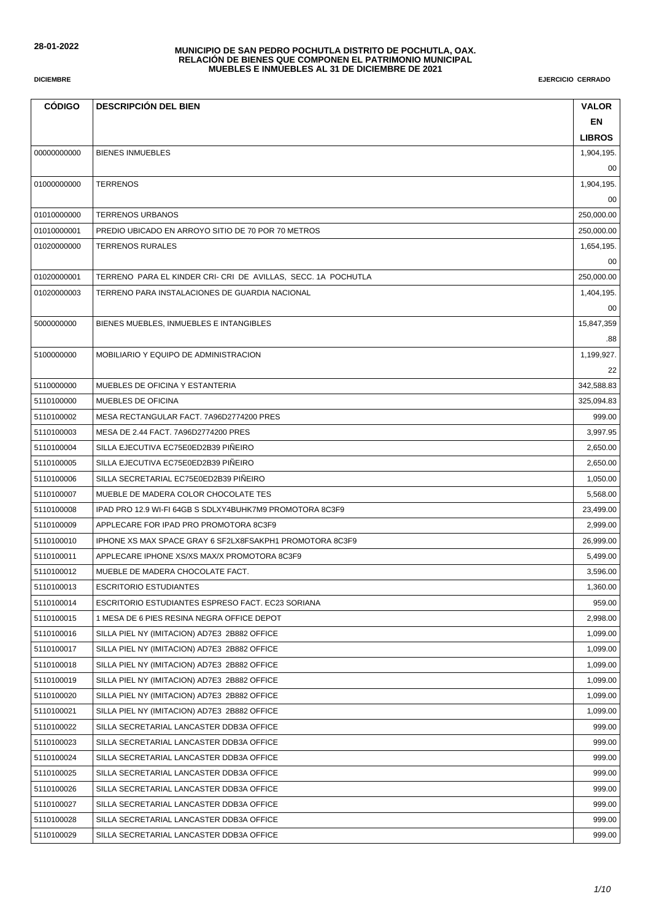28-01-2022

**MUNICIPIO DE SAN PEDRO POCHUTLA DISTRITO DE POCHUTLA, OAX.**
**RELACIÓN DE BIENES QUE COMPONEN EL PATRIMONIO MUNICIPAL**
**MUEBLES E INMUEBLES AL 31 DE DICIEMBRE DE 2021**

**DICIEMBRE** | **EJERCICIO CERRADO**

| CÓDIGO | DESCRIPCIÓN DEL BIEN | VALOR EN LIBROS |
|---|---|---|
| 00000000000 | BIENES INMUEBLES | 1,904,195.00 |
| 01000000000 | TERRENOS | 1,904,195.00 |
| 01010000000 | TERRENOS URBANOS | 250,000.00 |
| 01010000001 | PREDIO UBICADO EN ARROYO SITIO DE 70 POR 70 METROS | 250,000.00 |
| 01020000000 | TERRENOS RURALES | 1,654,195.00 |
| 01020000001 | TERRENO PARA EL KINDER CRI- CRI DE AVILLAS, SECC. 1A POCHUTLA | 250,000.00 |
| 01020000003 | TERRENO PARA INSTALACIONES DE GUARDIA NACIONAL | 1,404,195.00 |
| 5000000000 | BIENES MUEBLES, INMUEBLES E INTANGIBLES | 15,847,359.88 |
| 5100000000 | MOBILIARIO Y EQUIPO DE ADMINISTRACION | 1,199,927.22 |
| 5110000000 | MUEBLES DE OFICINA Y ESTANTERIA | 342,588.83 |
| 5110100000 | MUEBLES DE OFICINA | 325,094.83 |
| 5110100002 | MESA RECTANGULAR FACT. 7A96D2774200 PRES | 999.00 |
| 5110100003 | MESA DE 2.44 FACT. 7A96D2774200 PRES | 3,997.95 |
| 5110100004 | SILLA EJECUTIVA EC75E0ED2B39 PIÑEIRO | 2,650.00 |
| 5110100005 | SILLA EJECUTIVA EC75E0ED2B39 PIÑEIRO | 2,650.00 |
| 5110100006 | SILLA SECRETARIAL EC75E0ED2B39 PIÑEIRO | 1,050.00 |
| 5110100007 | MUEBLE DE MADERA COLOR CHOCOLATE TES | 5,568.00 |
| 5110100008 | IPAD PRO 12.9 WI-FI 64GB S SDLXY4BUHK7M9 PROMOTORA 8C3F9 | 23,499.00 |
| 5110100009 | APPLECARE FOR IPAD PRO PROMOTORA 8C3F9 | 2,999.00 |
| 5110100010 | IPHONE XS MAX SPACE GRAY 6 SF2LX8FSAKPH1 PROMOTORA 8C3F9 | 26,999.00 |
| 5110100011 | APPLECARE IPHONE XS/XS MAX/X PROMOTORA 8C3F9 | 5,499.00 |
| 5110100012 | MUEBLE DE MADERA CHOCOLATE FACT. | 3,596.00 |
| 5110100013 | ESCRITORIO ESTUDIANTES | 1,360.00 |
| 5110100014 | ESCRITORIO ESTUDIANTES ESPRESO FACT. EC23 SORIANA | 959.00 |
| 5110100015 | 1 MESA DE 6 PIES RESINA NEGRA OFFICE DEPOT | 2,998.00 |
| 5110100016 | SILLA PIEL NY (IMITACION) AD7E3 2B882 OFFICE | 1,099.00 |
| 5110100017 | SILLA PIEL NY (IMITACION) AD7E3 2B882 OFFICE | 1,099.00 |
| 5110100018 | SILLA PIEL NY (IMITACION) AD7E3 2B882 OFFICE | 1,099.00 |
| 5110100019 | SILLA PIEL NY (IMITACION) AD7E3 2B882 OFFICE | 1,099.00 |
| 5110100020 | SILLA PIEL NY (IMITACION) AD7E3 2B882 OFFICE | 1,099.00 |
| 5110100021 | SILLA PIEL NY (IMITACION) AD7E3 2B882 OFFICE | 1,099.00 |
| 5110100022 | SILLA SECRETARIAL LANCASTER DDB3A OFFICE | 999.00 |
| 5110100023 | SILLA SECRETARIAL LANCASTER DDB3A OFFICE | 999.00 |
| 5110100024 | SILLA SECRETARIAL LANCASTER DDB3A OFFICE | 999.00 |
| 5110100025 | SILLA SECRETARIAL LANCASTER DDB3A OFFICE | 999.00 |
| 5110100026 | SILLA SECRETARIAL LANCASTER DDB3A OFFICE | 999.00 |
| 5110100027 | SILLA SECRETARIAL LANCASTER DDB3A OFFICE | 999.00 |
| 5110100028 | SILLA SECRETARIAL LANCASTER DDB3A OFFICE | 999.00 |
| 5110100029 | SILLA SECRETARIAL LANCASTER DDB3A OFFICE | 999.00 |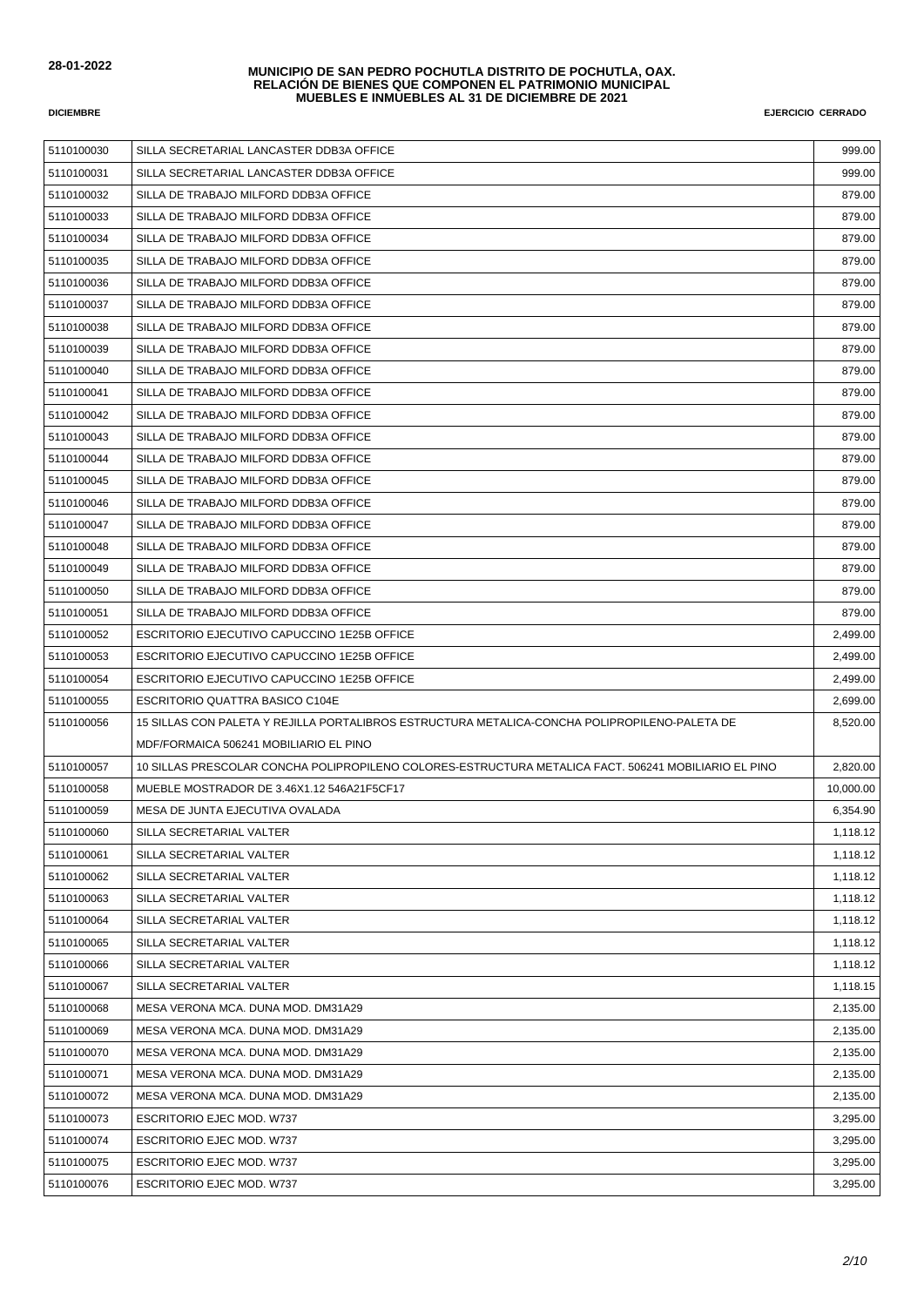**28-01-2022**

**MUNICIPIO DE SAN PEDRO POCHUTLA DISTRITO DE POCHUTLA, OAX.**
**RELACIÓN DE BIENES QUE COMPONEN EL PATRIMONIO MUNICIPAL**
**MUEBLES E INMUEBLES AL 31 DE DICIEMBRE DE 2021**

**DICIEMBRE** **EJERCICIO CERRADO**

| | | |
|---|---|---|
| 5110100030 | SILLA SECRETARIAL LANCASTER DDB3A OFFICE | 999.00 |
| 5110100031 | SILLA SECRETARIAL LANCASTER DDB3A OFFICE | 999.00 |
| 5110100032 | SILLA DE TRABAJO MILFORD DDB3A OFFICE | 879.00 |
| 5110100033 | SILLA DE TRABAJO MILFORD DDB3A OFFICE | 879.00 |
| 5110100034 | SILLA DE TRABAJO MILFORD DDB3A OFFICE | 879.00 |
| 5110100035 | SILLA DE TRABAJO MILFORD DDB3A OFFICE | 879.00 |
| 5110100036 | SILLA DE TRABAJO MILFORD DDB3A OFFICE | 879.00 |
| 5110100037 | SILLA DE TRABAJO MILFORD DDB3A OFFICE | 879.00 |
| 5110100038 | SILLA DE TRABAJO MILFORD DDB3A OFFICE | 879.00 |
| 5110100039 | SILLA DE TRABAJO MILFORD DDB3A OFFICE | 879.00 |
| 5110100040 | SILLA DE TRABAJO MILFORD DDB3A OFFICE | 879.00 |
| 5110100041 | SILLA DE TRABAJO MILFORD DDB3A OFFICE | 879.00 |
| 5110100042 | SILLA DE TRABAJO MILFORD DDB3A OFFICE | 879.00 |
| 5110100043 | SILLA DE TRABAJO MILFORD DDB3A OFFICE | 879.00 |
| 5110100044 | SILLA DE TRABAJO MILFORD DDB3A OFFICE | 879.00 |
| 5110100045 | SILLA DE TRABAJO MILFORD DDB3A OFFICE | 879.00 |
| 5110100046 | SILLA DE TRABAJO MILFORD DDB3A OFFICE | 879.00 |
| 5110100047 | SILLA DE TRABAJO MILFORD DDB3A OFFICE | 879.00 |
| 5110100048 | SILLA DE TRABAJO MILFORD DDB3A OFFICE | 879.00 |
| 5110100049 | SILLA DE TRABAJO MILFORD DDB3A OFFICE | 879.00 |
| 5110100050 | SILLA DE TRABAJO MILFORD DDB3A OFFICE | 879.00 |
| 5110100051 | SILLA DE TRABAJO MILFORD DDB3A OFFICE | 879.00 |
| 5110100052 | ESCRITORIO EJECUTIVO CAPUCCINO 1E25B OFFICE | 2,499.00 |
| 5110100053 | ESCRITORIO EJECUTIVO CAPUCCINO 1E25B OFFICE | 2,499.00 |
| 5110100054 | ESCRITORIO EJECUTIVO CAPUCCINO 1E25B OFFICE | 2,499.00 |
| 5110100055 | ESCRITORIO QUATTRA BASICO C104E | 2,699.00 |
| 5110100056 | 15 SILLAS CON PALETA Y REJILLA PORTALIBROS ESTRUCTURA METALICA-CONCHA POLIPROPILENO-PALETA DE MDF/FORMAICA 506241 MOBILIARIO EL PINO | 8,520.00 |
| 5110100057 | 10 SILLAS PRESCOLAR CONCHA POLIPROPILENO COLORES-ESTRUCTURA METALICA FACT. 506241 MOBILIARIO EL PINO | 2,820.00 |
| 5110100058 | MUEBLE MOSTRADOR DE 3.46X1.12 546A21F5CF17 | 10,000.00 |
| 5110100059 | MESA DE JUNTA EJECUTIVA OVALADA | 6,354.90 |
| 5110100060 | SILLA SECRETARIAL VALTER | 1,118.12 |
| 5110100061 | SILLA SECRETARIAL VALTER | 1,118.12 |
| 5110100062 | SILLA SECRETARIAL VALTER | 1,118.12 |
| 5110100063 | SILLA SECRETARIAL VALTER | 1,118.12 |
| 5110100064 | SILLA SECRETARIAL VALTER | 1,118.12 |
| 5110100065 | SILLA SECRETARIAL VALTER | 1,118.12 |
| 5110100066 | SILLA SECRETARIAL VALTER | 1,118.12 |
| 5110100067 | SILLA SECRETARIAL VALTER | 1,118.15 |
| 5110100068 | MESA VERONA MCA. DUNA MOD. DM31A29 | 2,135.00 |
| 5110100069 | MESA VERONA MCA. DUNA MOD. DM31A29 | 2,135.00 |
| 5110100070 | MESA VERONA MCA. DUNA MOD. DM31A29 | 2,135.00 |
| 5110100071 | MESA VERONA MCA. DUNA MOD. DM31A29 | 2,135.00 |
| 5110100072 | MESA VERONA MCA. DUNA MOD. DM31A29 | 2,135.00 |
| 5110100073 | ESCRITORIO EJEC MOD. W737 | 3,295.00 |
| 5110100074 | ESCRITORIO EJEC MOD. W737 | 3,295.00 |
| 5110100075 | ESCRITORIO EJEC MOD. W737 | 3,295.00 |
| 5110100076 | ESCRITORIO EJEC MOD. W737 | 3,295.00 |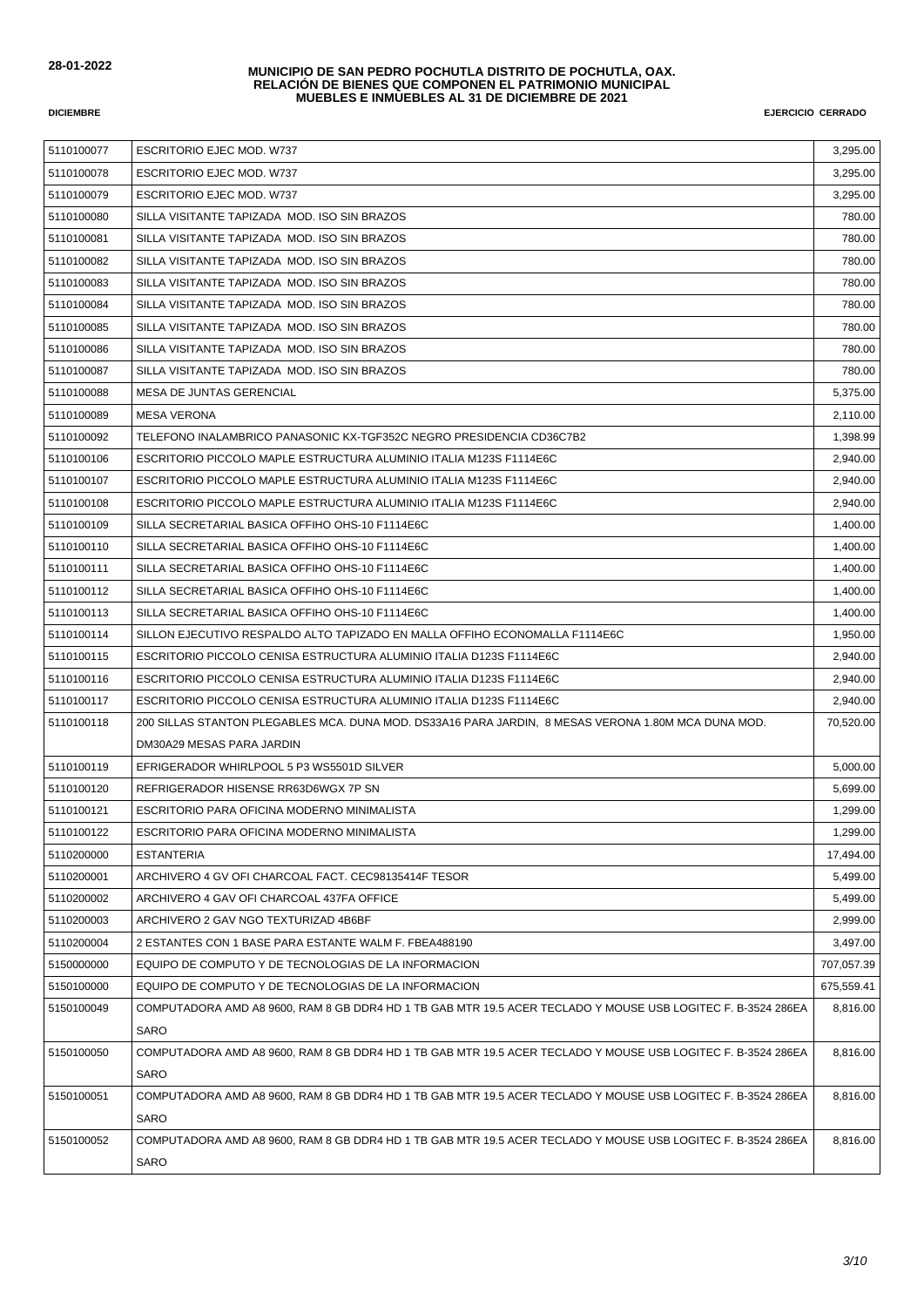**28-01-2022**

**MUNICIPIO DE SAN PEDRO POCHUTLA DISTRITO DE POCHUTLA, OAX.**
**RELACIÓN DE BIENES QUE COMPONEN EL PATRIMONIO MUNICIPAL**
**MUEBLES E INMUEBLES AL 31 DE DICIEMBRE DE 2021**

**DICIEMBRE** **EJERCICIO CERRADO**

| | | |
|---|---|---|
| 5110100077 | ESCRITORIO EJEC MOD. W737 | 3,295.00 |
| 5110100078 | ESCRITORIO EJEC MOD. W737 | 3,295.00 |
| 5110100079 | ESCRITORIO EJEC MOD. W737 | 3,295.00 |
| 5110100080 | SILLA VISITANTE TAPIZADA MOD. ISO SIN BRAZOS | 780.00 |
| 5110100081 | SILLA VISITANTE TAPIZADA MOD. ISO SIN BRAZOS | 780.00 |
| 5110100082 | SILLA VISITANTE TAPIZADA MOD. ISO SIN BRAZOS | 780.00 |
| 5110100083 | SILLA VISITANTE TAPIZADA MOD. ISO SIN BRAZOS | 780.00 |
| 5110100084 | SILLA VISITANTE TAPIZADA MOD. ISO SIN BRAZOS | 780.00 |
| 5110100085 | SILLA VISITANTE TAPIZADA MOD. ISO SIN BRAZOS | 780.00 |
| 5110100086 | SILLA VISITANTE TAPIZADA MOD. ISO SIN BRAZOS | 780.00 |
| 5110100087 | SILLA VISITANTE TAPIZADA MOD. ISO SIN BRAZOS | 780.00 |
| 5110100088 | MESA DE JUNTAS GERENCIAL | 5,375.00 |
| 5110100089 | MESA VERONA | 2,110.00 |
| 5110100092 | TELEFONO INALAMBRICO PANASONIC KX-TGF352C NEGRO PRESIDENCIA CD36C7B2 | 1,398.99 |
| 5110100106 | ESCRITORIO PICCOLO MAPLE ESTRUCTURA ALUMINIO ITALIA M123S F1114E6C | 2,940.00 |
| 5110100107 | ESCRITORIO PICCOLO MAPLE ESTRUCTURA ALUMINIO ITALIA M123S F1114E6C | 2,940.00 |
| 5110100108 | ESCRITORIO PICCOLO MAPLE ESTRUCTURA ALUMINIO ITALIA M123S F1114E6C | 2,940.00 |
| 5110100109 | SILLA SECRETARIAL BASICA OFFIHO OHS-10 F1114E6C | 1,400.00 |
| 5110100110 | SILLA SECRETARIAL BASICA OFFIHO OHS-10 F1114E6C | 1,400.00 |
| 5110100111 | SILLA SECRETARIAL BASICA OFFIHO OHS-10 F1114E6C | 1,400.00 |
| 5110100112 | SILLA SECRETARIAL BASICA OFFIHO OHS-10 F1114E6C | 1,400.00 |
| 5110100113 | SILLA SECRETARIAL BASICA OFFIHO OHS-10 F1114E6C | 1,400.00 |
| 5110100114 | SILLON EJECUTIVO RESPALDO ALTO TAPIZADO EN MALLA OFFIHO ECONOMALLA F1114E6C | 1,950.00 |
| 5110100115 | ESCRITORIO PICCOLO CENISA ESTRUCTURA ALUMINIO ITALIA D123S F1114E6C | 2,940.00 |
| 5110100116 | ESCRITORIO PICCOLO CENISA ESTRUCTURA ALUMINIO ITALIA D123S F1114E6C | 2,940.00 |
| 5110100117 | ESCRITORIO PICCOLO CENISA ESTRUCTURA ALUMINIO ITALIA D123S F1114E6C | 2,940.00 |
| 5110100118 | 200 SILLAS STANTON PLEGABLES MCA. DUNA MOD. DS33A16 PARA JARDIN, 8 MESAS VERONA 1.80M MCA DUNA MOD. DM30A29 MESAS PARA JARDIN | 70,520.00 |
| 5110100119 | EFRIGERADOR WHIRLPOOL 5 P3 WS5501D SILVER | 5,000.00 |
| 5110100120 | REFRIGERADOR HISENSE RR63D6WGX 7P SN | 5,699.00 |
| 5110100121 | ESCRITORIO PARA OFICINA MODERNO MINIMALISTA | 1,299.00 |
| 5110100122 | ESCRITORIO PARA OFICINA MODERNO MINIMALISTA | 1,299.00 |
| 5110200000 | ESTANTERIA | 17,494.00 |
| 5110200001 | ARCHIVERO 4 GV OFI CHARCOAL FACT. CEC98135414F TESOR | 5,499.00 |
| 5110200002 | ARCHIVERO 4 GAV OFI CHARCOAL 437FA OFFICE | 5,499.00 |
| 5110200003 | ARCHIVERO 2 GAV NGO TEXTURIZAD 4B6BF | 2,999.00 |
| 5110200004 | 2 ESTANTES CON 1 BASE PARA ESTANTE WALM F. FBEA488190 | 3,497.00 |
| 5150000000 | EQUIPO DE COMPUTO Y DE TECNOLOGIAS DE LA INFORMACION | 707,057.39 |
| 5150100000 | EQUIPO DE COMPUTO Y DE TECNOLOGIAS DE LA INFORMACION | 675,559.41 |
| 5150100049 | COMPUTADORA AMD A8 9600, RAM 8 GB DDR4 HD 1 TB GAB MTR 19.5 ACER TECLADO Y MOUSE USB LOGITEC F. B-3524 286EA SARO | 8,816.00 |
| 5150100050 | COMPUTADORA AMD A8 9600, RAM 8 GB DDR4 HD 1 TB GAB MTR 19.5 ACER TECLADO Y MOUSE USB LOGITEC F. B-3524 286EA SARO | 8,816.00 |
| 5150100051 | COMPUTADORA AMD A8 9600, RAM 8 GB DDR4 HD 1 TB GAB MTR 19.5 ACER TECLADO Y MOUSE USB LOGITEC F. B-3524 286EA SARO | 8,816.00 |
| 5150100052 | COMPUTADORA AMD A8 9600, RAM 8 GB DDR4 HD 1 TB GAB MTR 19.5 ACER TECLADO Y MOUSE USB LOGITEC F. B-3524 286EA SARO | 8,816.00 |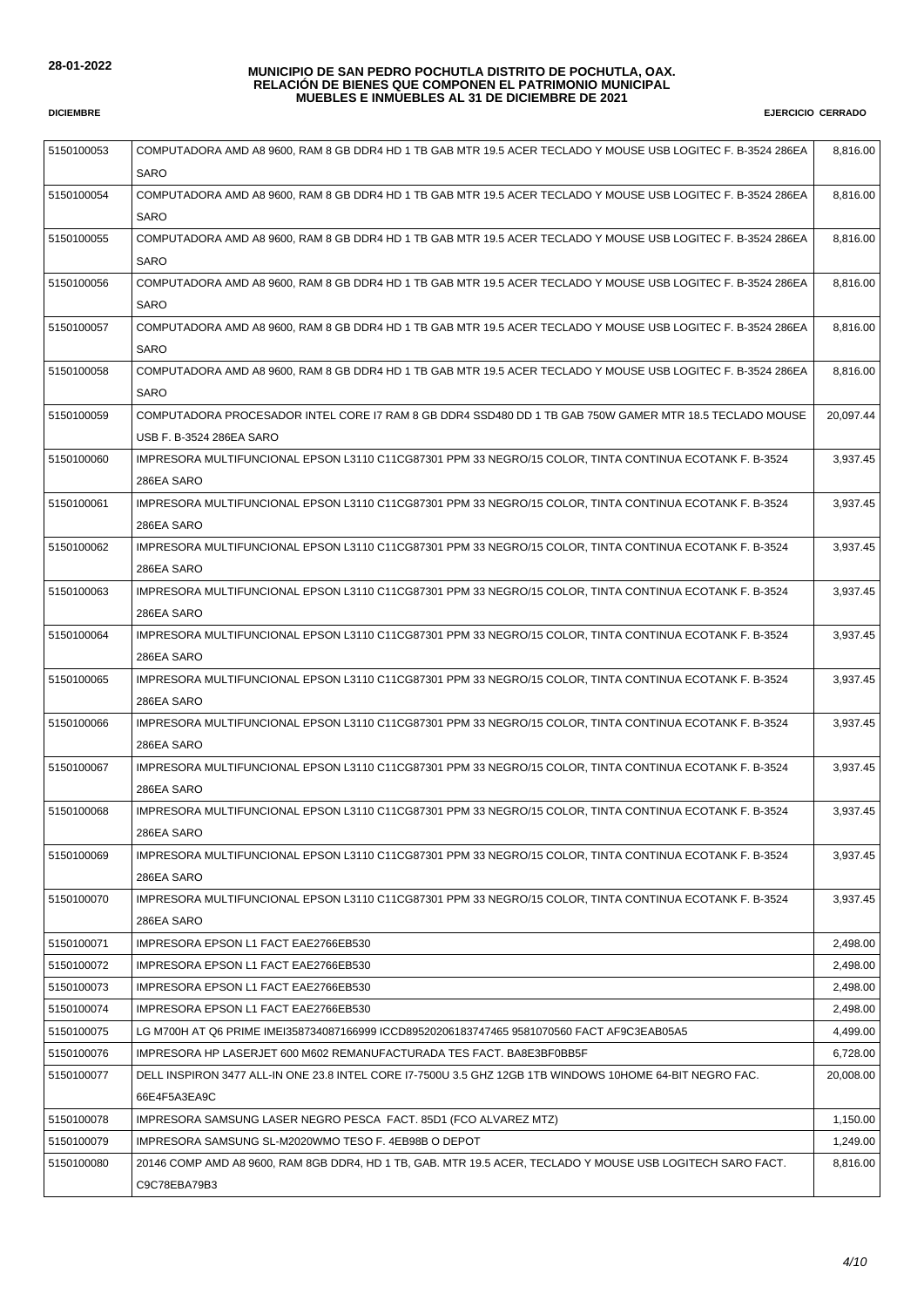**28-01-2022**

**MUNICIPIO DE SAN PEDRO POCHUTLA DISTRITO DE POCHUTLA, OAX.**
**RELACIÓN DE BIENES QUE COMPONEN EL PATRIMONIO MUNICIPAL**
**MUEBLES E INMUEBLES AL 31 DE DICIEMBRE DE 2021**

**DICIEMBRE** **EJERCICIO CERRADO**

| | | |
|---|---|---|
| 5150100053 | COMPUTADORA AMD A8 9600, RAM 8 GB DDR4 HD 1 TB GAB MTR 19.5 ACER TECLADO Y MOUSE USB LOGITEC F. B-3524 286EA SARO | 8,816.00 |
| 5150100054 | COMPUTADORA AMD A8 9600, RAM 8 GB DDR4 HD 1 TB GAB MTR 19.5 ACER TECLADO Y MOUSE USB LOGITEC F. B-3524 286EA SARO | 8,816.00 |
| 5150100055 | COMPUTADORA AMD A8 9600, RAM 8 GB DDR4 HD 1 TB GAB MTR 19.5 ACER TECLADO Y MOUSE USB LOGITEC F. B-3524 286EA SARO | 8,816.00 |
| 5150100056 | COMPUTADORA AMD A8 9600, RAM 8 GB DDR4 HD 1 TB GAB MTR 19.5 ACER TECLADO Y MOUSE USB LOGITEC F. B-3524 286EA SARO | 8,816.00 |
| 5150100057 | COMPUTADORA AMD A8 9600, RAM 8 GB DDR4 HD 1 TB GAB MTR 19.5 ACER TECLADO Y MOUSE USB LOGITEC F. B-3524 286EA SARO | 8,816.00 |
| 5150100058 | COMPUTADORA AMD A8 9600, RAM 8 GB DDR4 HD 1 TB GAB MTR 19.5 ACER TECLADO Y MOUSE USB LOGITEC F. B-3524 286EA SARO | 8,816.00 |
| 5150100059 | COMPUTADORA PROCESADOR INTEL CORE I7 RAM 8 GB DDR4 SSD480 DD 1 TB GAB 750W GAMER MTR 18.5 TECLADO MOUSE USB F. B-3524 286EA SARO | 20,097.44 |
| 5150100060 | IMPRESORA MULTIFUNCIONAL EPSON L3110 C11CG87301 PPM 33 NEGRO/15 COLOR, TINTA CONTINUA ECOTANK F. B-3524 286EA SARO | 3,937.45 |
| 5150100061 | IMPRESORA MULTIFUNCIONAL EPSON L3110 C11CG87301 PPM 33 NEGRO/15 COLOR, TINTA CONTINUA ECOTANK F. B-3524 286EA SARO | 3,937.45 |
| 5150100062 | IMPRESORA MULTIFUNCIONAL EPSON L3110 C11CG87301 PPM 33 NEGRO/15 COLOR, TINTA CONTINUA ECOTANK F. B-3524 286EA SARO | 3,937.45 |
| 5150100063 | IMPRESORA MULTIFUNCIONAL EPSON L3110 C11CG87301 PPM 33 NEGRO/15 COLOR, TINTA CONTINUA ECOTANK F. B-3524 286EA SARO | 3,937.45 |
| 5150100064 | IMPRESORA MULTIFUNCIONAL EPSON L3110 C11CG87301 PPM 33 NEGRO/15 COLOR, TINTA CONTINUA ECOTANK F. B-3524 286EA SARO | 3,937.45 |
| 5150100065 | IMPRESORA MULTIFUNCIONAL EPSON L3110 C11CG87301 PPM 33 NEGRO/15 COLOR, TINTA CONTINUA ECOTANK F. B-3524 286EA SARO | 3,937.45 |
| 5150100066 | IMPRESORA MULTIFUNCIONAL EPSON L3110 C11CG87301 PPM 33 NEGRO/15 COLOR, TINTA CONTINUA ECOTANK F. B-3524 286EA SARO | 3,937.45 |
| 5150100067 | IMPRESORA MULTIFUNCIONAL EPSON L3110 C11CG87301 PPM 33 NEGRO/15 COLOR, TINTA CONTINUA ECOTANK F. B-3524 286EA SARO | 3,937.45 |
| 5150100068 | IMPRESORA MULTIFUNCIONAL EPSON L3110 C11CG87301 PPM 33 NEGRO/15 COLOR, TINTA CONTINUA ECOTANK F. B-3524 286EA SARO | 3,937.45 |
| 5150100069 | IMPRESORA MULTIFUNCIONAL EPSON L3110 C11CG87301 PPM 33 NEGRO/15 COLOR, TINTA CONTINUA ECOTANK F. B-3524 286EA SARO | 3,937.45 |
| 5150100070 | IMPRESORA MULTIFUNCIONAL EPSON L3110 C11CG87301 PPM 33 NEGRO/15 COLOR, TINTA CONTINUA ECOTANK F. B-3524 286EA SARO | 3,937.45 |
| 5150100071 | IMPRESORA EPSON L1 FACT EAE2766EB530 | 2,498.00 |
| 5150100072 | IMPRESORA EPSON L1 FACT EAE2766EB530 | 2,498.00 |
| 5150100073 | IMPRESORA EPSON L1 FACT EAE2766EB530 | 2,498.00 |
| 5150100074 | IMPRESORA EPSON L1 FACT EAE2766EB530 | 2,498.00 |
| 5150100075 | LG M700H AT Q6 PRIME IMEI358734087166999 ICCD89520206183747465 9581070560 FACT AF9C3EAB05A5 | 4,499.00 |
| 5150100076 | IMPRESORA HP LASERJET 600 M602 REMANUFACTURADA TES FACT. BA8E3BF0BB5F | 6,728.00 |
| 5150100077 | DELL INSPIRON 3477 ALL-IN ONE 23.8 INTEL CORE I7-7500U 3.5 GHZ 12GB 1TB WINDOWS 10HOME 64-BIT NEGRO FAC. 66E4F5A3EA9C | 20,008.00 |
| 5150100078 | IMPRESORA SAMSUNG LASER NEGRO PESCA FACT. 85D1 (FCO ALVAREZ MTZ) | 1,150.00 |
| 5150100079 | IMPRESORA SAMSUNG SL-M2020WMO TESO F. 4EB98B O DEPOT | 1,249.00 |
| 5150100080 | 20146 COMP AMD A8 9600, RAM 8GB DDR4, HD 1 TB, GAB. MTR 19.5 ACER, TECLADO Y MOUSE USB LOGITECH SARO FACT. C9C78EBA79B3 | 8,816.00 |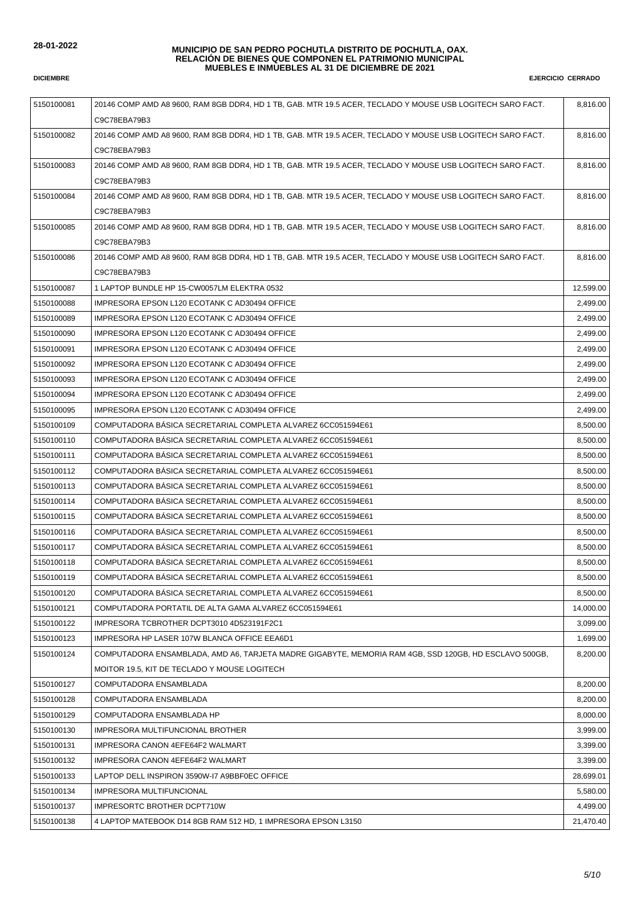**MUNICIPIO DE SAN PEDRO POCHUTLA DISTRITO DE POCHUTLA, OAX.**
**RELACIÓN DE BIENES QUE COMPONEN EL PATRIMONIO MUNICIPAL**
**MUEBLES E INMUEBLES AL 31 DE DICIEMBRE DE 2021**

**28-01-2022**

**DICIEMBRE** **EJERCICIO CERRADO**

| | | |
|---|---|---|
| 5150100081 | 20146 COMP AMD A8 9600, RAM 8GB DDR4, HD 1 TB, GAB. MTR 19.5 ACER, TECLADO Y MOUSE USB LOGITECH SARO FACT. C9C78EBA79B3 | 8,816.00 |
| 5150100082 | 20146 COMP AMD A8 9600, RAM 8GB DDR4, HD 1 TB, GAB. MTR 19.5 ACER, TECLADO Y MOUSE USB LOGITECH SARO FACT. C9C78EBA79B3 | 8,816.00 |
| 5150100083 | 20146 COMP AMD A8 9600, RAM 8GB DDR4, HD 1 TB, GAB. MTR 19.5 ACER, TECLADO Y MOUSE USB LOGITECH SARO FACT. C9C78EBA79B3 | 8,816.00 |
| 5150100084 | 20146 COMP AMD A8 9600, RAM 8GB DDR4, HD 1 TB, GAB. MTR 19.5 ACER, TECLADO Y MOUSE USB LOGITECH SARO FACT. C9C78EBA79B3 | 8,816.00 |
| 5150100085 | 20146 COMP AMD A8 9600, RAM 8GB DDR4, HD 1 TB, GAB. MTR 19.5 ACER, TECLADO Y MOUSE USB LOGITECH SARO FACT. C9C78EBA79B3 | 8,816.00 |
| 5150100086 | 20146 COMP AMD A8 9600, RAM 8GB DDR4, HD 1 TB, GAB. MTR 19.5 ACER, TECLADO Y MOUSE USB LOGITECH SARO FACT. C9C78EBA79B3 | 8,816.00 |
| 5150100087 | 1 LAPTOP BUNDLE HP 15-CW0057LM ELEKTRA 0532 | 12,599.00 |
| 5150100088 | IMPRESORA EPSON L120 ECOTANK C AD30494 OFFICE | 2,499.00 |
| 5150100089 | IMPRESORA EPSON L120 ECOTANK C AD30494 OFFICE | 2,499.00 |
| 5150100090 | IMPRESORA EPSON L120 ECOTANK C AD30494 OFFICE | 2,499.00 |
| 5150100091 | IMPRESORA EPSON L120 ECOTANK C AD30494 OFFICE | 2,499.00 |
| 5150100092 | IMPRESORA EPSON L120 ECOTANK C AD30494 OFFICE | 2,499.00 |
| 5150100093 | IMPRESORA EPSON L120 ECOTANK C AD30494 OFFICE | 2,499.00 |
| 5150100094 | IMPRESORA EPSON L120 ECOTANK C AD30494 OFFICE | 2,499.00 |
| 5150100095 | IMPRESORA EPSON L120 ECOTANK C AD30494 OFFICE | 2,499.00 |
| 5150100109 | COMPUTADORA BÁSICA SECRETARIAL COMPLETA ALVAREZ 6CC051594E61 | 8,500.00 |
| 5150100110 | COMPUTADORA BÁSICA SECRETARIAL COMPLETA ALVAREZ 6CC051594E61 | 8,500.00 |
| 5150100111 | COMPUTADORA BÁSICA SECRETARIAL COMPLETA ALVAREZ 6CC051594E61 | 8,500.00 |
| 5150100112 | COMPUTADORA BÁSICA SECRETARIAL COMPLETA ALVAREZ 6CC051594E61 | 8,500.00 |
| 5150100113 | COMPUTADORA BÁSICA SECRETARIAL COMPLETA ALVAREZ 6CC051594E61 | 8,500.00 |
| 5150100114 | COMPUTADORA BÁSICA SECRETARIAL COMPLETA ALVAREZ 6CC051594E61 | 8,500.00 |
| 5150100115 | COMPUTADORA BÁSICA SECRETARIAL COMPLETA ALVAREZ 6CC051594E61 | 8,500.00 |
| 5150100116 | COMPUTADORA BÁSICA SECRETARIAL COMPLETA ALVAREZ 6CC051594E61 | 8,500.00 |
| 5150100117 | COMPUTADORA BÁSICA SECRETARIAL COMPLETA ALVAREZ 6CC051594E61 | 8,500.00 |
| 5150100118 | COMPUTADORA BÁSICA SECRETARIAL COMPLETA ALVAREZ 6CC051594E61 | 8,500.00 |
| 5150100119 | COMPUTADORA BÁSICA SECRETARIAL COMPLETA ALVAREZ 6CC051594E61 | 8,500.00 |
| 5150100120 | COMPUTADORA BÁSICA SECRETARIAL COMPLETA ALVAREZ 6CC051594E61 | 8,500.00 |
| 5150100121 | COMPUTADORA PORTATIL DE ALTA GAMA ALVAREZ 6CC051594E61 | 14,000.00 |
| 5150100122 | IMPRESORA TCBROTHER DCPT3010 4D523191F2C1 | 3,099.00 |
| 5150100123 | IMPRESORA HP LASER 107W BLANCA OFFICE EEA6D1 | 1,699.00 |
| 5150100124 | COMPUTADORA ENSAMBLADA, AMD A6, TARJETA MADRE GIGABYTE, MEMORIA RAM 4GB, SSD 120GB, HD ESCLAVO 500GB, MOITOR 19.5, KIT DE TECLADO Y MOUSE LOGITECH | 8,200.00 |
| 5150100127 | COMPUTADORA ENSAMBLADA | 8,200.00 |
| 5150100128 | COMPUTADORA ENSAMBLADA | 8,200.00 |
| 5150100129 | COMPUTADORA ENSAMBLADA HP | 8,000.00 |
| 5150100130 | IMPRESORA MULTIFUNCIONAL BROTHER | 3,999.00 |
| 5150100131 | IMPRESORA CANON 4EFE64F2 WALMART | 3,399.00 |
| 5150100132 | IMPRESORA CANON 4EFE64F2 WALMART | 3,399.00 |
| 5150100133 | LAPTOP DELL INSPIRON 3590W-I7 A9BBF0EC OFFICE | 28,699.01 |
| 5150100134 | IMPRESORA MULTIFUNCIONAL | 5,580.00 |
| 5150100137 | IMPRESORTC BROTHER DCPT710W | 4,499.00 |
| 5150100138 | 4 LAPTOP MATEBOOK D14 8GB RAM 512 HD, 1 IMPRESORA EPSON L3150 | 21,470.40 |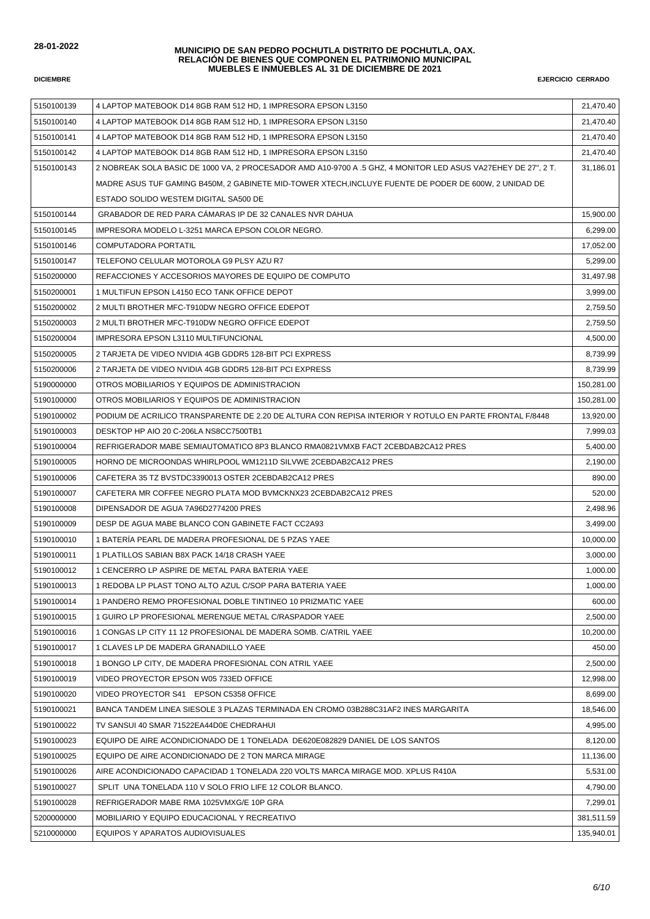**28-01-2022**

**MUNICIPIO DE SAN PEDRO POCHUTLA DISTRITO DE POCHUTLA, OAX.**
**RELACIÓN DE BIENES QUE COMPONEN EL PATRIMONIO MUNICIPAL**
**MUEBLES E INMUEBLES AL 31 DE DICIEMBRE DE 2021**

**DICIEMBRE** **EJERCICIO CERRADO**

| | | |
|---|---|---|
| 5150100139 | 4 LAPTOP MATEBOOK D14 8GB RAM 512 HD, 1 IMPRESORA EPSON L3150 | 21,470.40 |
| 5150100140 | 4 LAPTOP MATEBOOK D14 8GB RAM 512 HD, 1 IMPRESORA EPSON L3150 | 21,470.40 |
| 5150100141 | 4 LAPTOP MATEBOOK D14 8GB RAM 512 HD, 1 IMPRESORA EPSON L3150 | 21,470.40 |
| 5150100142 | 4 LAPTOP MATEBOOK D14 8GB RAM 512 HD, 1 IMPRESORA EPSON L3150 | 21,470.40 |
| 5150100143 | 2 NOBREAK SOLA BASIC DE 1000 VA, 2 PROCESADOR AMD A10-9700 A .5 GHZ, 4 MONITOR LED ASUS VA27EHEY DE 27", 2 T. MADRE ASUS TUF GAMING B450M, 2 GABINETE MID-TOWER XTECH,INCLUYE FUENTE DE PODER DE 600W, 2 UNIDAD DE ESTADO SOLIDO WESTEM DIGITAL SA500 DE | 31,186.01 |
| 5150100144 | GRABADOR DE RED PARA CÁMARAS IP DE 32 CANALES NVR DAHUA | 15,900.00 |
| 5150100145 | IMPRESORA MODELO L-3251 MARCA EPSON COLOR NEGRO. | 6,299.00 |
| 5150100146 | COMPUTADORA PORTATIL | 17,052.00 |
| 5150100147 | TELEFONO CELULAR MOTOROLA G9 PLSY AZU R7 | 5,299.00 |
| 5150200000 | REFACCIONES Y ACCESORIOS MAYORES DE EQUIPO DE COMPUTO | 31,497.98 |
| 5150200001 | 1 MULTIFUN EPSON L4150 ECO TANK OFFICE DEPOT | 3,999.00 |
| 5150200002 | 2 MULTI BROTHER MFC-T910DW NEGRO OFFICE EDEPOT | 2,759.50 |
| 5150200003 | 2 MULTI BROTHER MFC-T910DW NEGRO OFFICE EDEPOT | 2,759.50 |
| 5150200004 | IMPRESORA EPSON L3110 MULTIFUNCIONAL | 4,500.00 |
| 5150200005 | 2 TARJETA DE VIDEO NVIDIA 4GB GDDR5 128-BIT PCI EXPRESS | 8,739.99 |
| 5150200006 | 2 TARJETA DE VIDEO NVIDIA 4GB GDDR5 128-BIT PCI EXPRESS | 8,739.99 |
| 5190000000 | OTROS MOBILIARIOS Y EQUIPOS DE ADMINISTRACION | 150,281.00 |
| 5190100000 | OTROS MOBILIARIOS Y EQUIPOS DE ADMINISTRACION | 150,281.00 |
| 5190100002 | PODIUM DE ACRILICO TRANSPARENTE DE 2.20 DE ALTURA CON REPISA INTERIOR Y ROTULO EN PARTE FRONTAL F/8448 | 13,920.00 |
| 5190100003 | DESKTOP HP AIO 20 C-206LA NS8CC7500TB1 | 7,999.03 |
| 5190100004 | REFRIGERADOR MABE SEMIAUTOMATICO 8P3 BLANCO RMA0821VMXB FACT 2CEBDAB2CA12 PRES | 5,400.00 |
| 5190100005 | HORNO DE MICROONDAS WHIRLPOOL WM1211D SILVWE 2CEBDAB2CA12 PRES | 2,190.00 |
| 5190100006 | CAFETERA 35 TZ BVSTDC3390013 OSTER 2CEBDAB2CA12 PRES | 890.00 |
| 5190100007 | CAFETERA MR COFFEE NEGRO PLATA MOD BVMCKNX23 2CEBDAB2CA12 PRES | 520.00 |
| 5190100008 | DIPENSADOR DE AGUA 7A96D2774200 PRES | 2,498.96 |
| 5190100009 | DESP DE AGUA MABE BLANCO CON GABINETE FACT CC2A93 | 3,499.00 |
| 5190100010 | 1 BATERÍA PEARL DE MADERA PROFESIONAL DE 5 PZAS YAEE | 10,000.00 |
| 5190100011 | 1 PLATILLOS SABIAN B8X PACK 14/18 CRASH YAEE | 3,000.00 |
| 5190100012 | 1 CENCERRO LP ASPIRE DE METAL PARA BATERIA YAEE | 1,000.00 |
| 5190100013 | 1 REDOBA LP PLAST TONO ALTO AZUL C/SOP PARA BATERIA YAEE | 1,000.00 |
| 5190100014 | 1 PANDERO REMO PROFESIONAL DOBLE TINTINEO 10 PRIZMATIC YAEE | 600.00 |
| 5190100015 | 1 GUIRO LP PROFESIONAL MERENGUE METAL C/RASPADOR YAEE | 2,500.00 |
| 5190100016 | 1 CONGAS LP CITY 11 12 PROFESIONAL DE MADERA SOMB. C/ATRIL YAEE | 10,200.00 |
| 5190100017 | 1 CLAVES LP DE MADERA GRANADILLO YAEE | 450.00 |
| 5190100018 | 1 BONGO LP CITY, DE MADERA PROFESIONAL CON ATRIL YAEE | 2,500.00 |
| 5190100019 | VIDEO PROYECTOR EPSON W05 733ED OFFICE | 12,998.00 |
| 5190100020 | VIDEO PROYECTOR S41 EPSON C5358 OFFICE | 8,699.00 |
| 5190100021 | BANCA TANDEM LINEA SIESOLE 3 PLAZAS TERMINADA EN CROMO 03B288C31AF2 INES MARGARITA | 18,546.00 |
| 5190100022 | TV SANSUI 40 SMAR 71522EA44D0E CHEDRAHUI | 4,995.00 |
| 5190100023 | EQUIPO DE AIRE ACONDICIONADO DE 1 TONELADA DE620E082829 DANIEL DE LOS SANTOS | 8,120.00 |
| 5190100025 | EQUIPO DE AIRE ACONDICIONADO DE 2 TON MARCA MIRAGE | 11,136.00 |
| 5190100026 | AIRE ACONDICIONADO CAPACIDAD 1 TONELADA 220 VOLTS MARCA MIRAGE MOD. XPLUS R410A | 5,531.00 |
| 5190100027 | SPLIT UNA TONELADA 110 V SOLO FRIO LIFE 12 COLOR BLANCO. | 4,790.00 |
| 5190100028 | REFRIGERADOR MABE RMA 1025VMXG/E 10P GRA | 7,299.01 |
| 5200000000 | MOBILIARIO Y EQUIPO EDUCACIONAL Y RECREATIVO | 381,511.59 |
| 5210000000 | EQUIPOS Y APARATOS AUDIOVISUALES | 135,940.01 |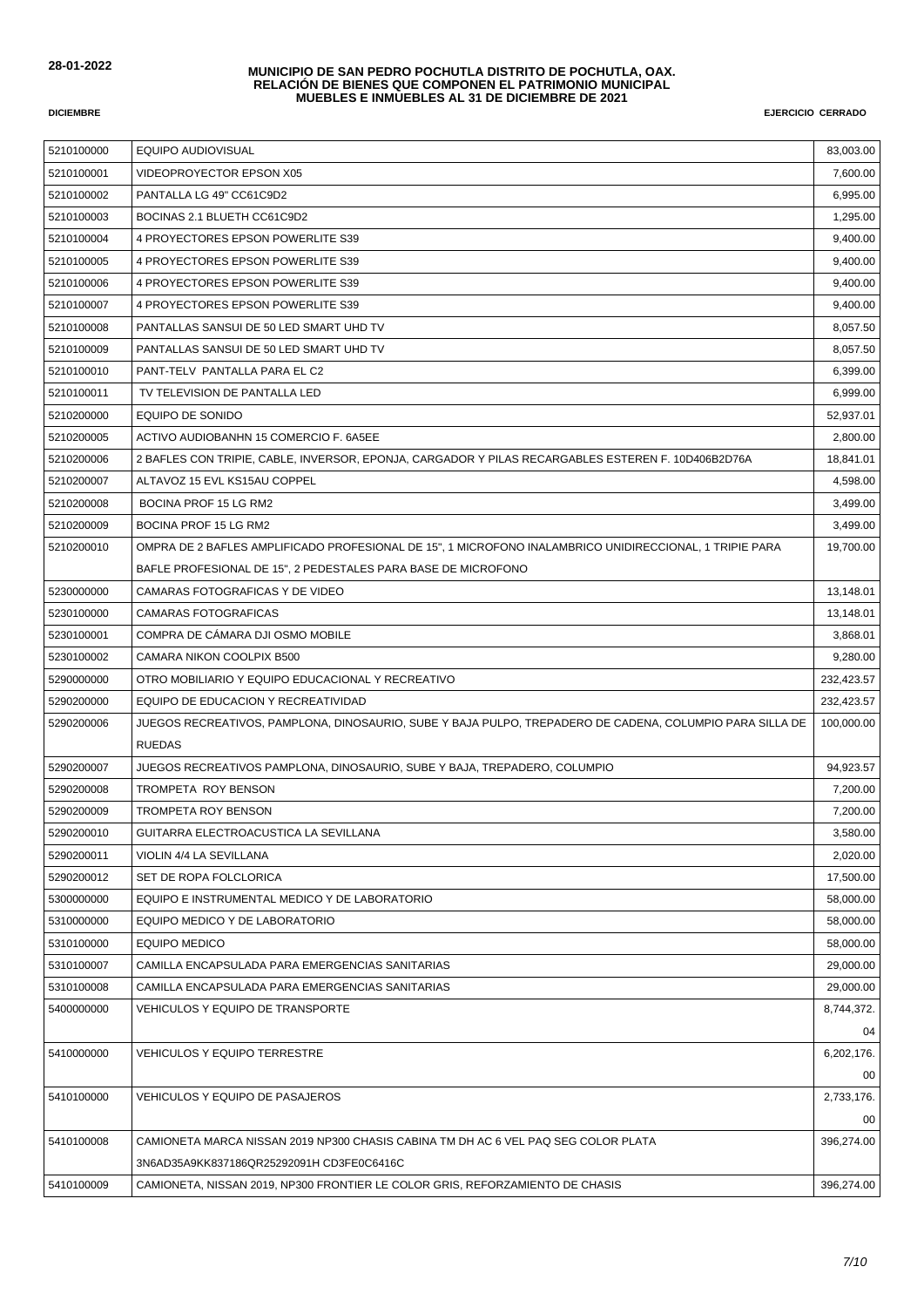28-01-2022

**MUNICIPIO DE SAN PEDRO POCHUTLA DISTRITO DE POCHUTLA, OAX.**
**RELACIÓN DE BIENES QUE COMPONEN EL PATRIMONIO MUNICIPAL**
**MUEBLES E INMUEBLES AL 31 DE DICIEMBRE DE 2021**

**DICIEMBRE** | **EJERCICIO CERRADO**

| | | |
|---|---|---|
| 5210100000 | EQUIPO AUDIOVISUAL | 83,003.00 |
| 5210100001 | VIDEOPROYECTOR EPSON X05 | 7,600.00 |
| 5210100002 | PANTALLA LG 49" CC61C9D2 | 6,995.00 |
| 5210100003 | BOCINAS 2.1 BLUETH CC61C9D2 | 1,295.00 |
| 5210100004 | 4 PROYECTORES EPSON POWERLITE S39 | 9,400.00 |
| 5210100005 | 4 PROYECTORES EPSON POWERLITE S39 | 9,400.00 |
| 5210100006 | 4 PROYECTORES EPSON POWERLITE S39 | 9,400.00 |
| 5210100007 | 4 PROYECTORES EPSON POWERLITE S39 | 9,400.00 |
| 5210100008 | PANTALLAS SANSUI DE 50 LED SMART UHD TV | 8,057.50 |
| 5210100009 | PANTALLAS SANSUI DE 50 LED SMART UHD TV | 8,057.50 |
| 5210100010 | PANT-TELV PANTALLA PARA EL C2 | 6,399.00 |
| 5210100011 | TV TELEVISION DE PANTALLA LED | 6,999.00 |
| 5210200000 | EQUIPO DE SONIDO | 52,937.01 |
| 5210200005 | ACTIVO AUDIOBANHN 15 COMERCIO F. 6A5EE | 2,800.00 |
| 5210200006 | 2 BAFLES CON TRIPIE, CABLE, INVERSOR, EPONJA, CARGADOR Y PILAS RECARGABLES ESTEREN F. 10D406B2D76A | 18,841.01 |
| 5210200007 | ALTAVOZ 15 EVL KS15AU COPPEL | 4,598.00 |
| 5210200008 | BOCINA PROF 15 LG RM2 | 3,499.00 |
| 5210200009 | BOCINA PROF 15 LG RM2 | 3,499.00 |
| 5210200010 | OMPRA DE 2 BAFLES AMPLIFICADO PROFESIONAL DE 15", 1 MICROFONO INALAMBRICO UNIDIRECCIONAL, 1 TRIPIE PARA BAFLE PROFESIONAL DE 15", 2 PEDESTALES PARA BASE DE MICROFONO | 19,700.00 |
| 5230000000 | CAMARAS FOTOGRAFICAS Y DE VIDEO | 13,148.01 |
| 5230100000 | CAMARAS FOTOGRAFICAS | 13,148.01 |
| 5230100001 | COMPRA DE CÁMARA DJI OSMO MOBILE | 3,868.01 |
| 5230100002 | CAMARA NIKON COOLPIX B500 | 9,280.00 |
| 5290000000 | OTRO MOBILIARIO Y EQUIPO EDUCACIONAL Y RECREATIVO | 232,423.57 |
| 5290200000 | EQUIPO DE EDUCACION Y RECREATIVIDAD | 232,423.57 |
| 5290200006 | JUEGOS RECREATIVOS, PAMPLONA, DINOSAURIO, SUBE Y BAJA PULPO, TREPADERO DE CADENA, COLUMPIO PARA SILLA DE RUEDAS | 100,000.00 |
| 5290200007 | JUEGOS RECREATIVOS PAMPLONA, DINOSAURIO, SUBE Y BAJA, TREPADERO, COLUMPIO | 94,923.57 |
| 5290200008 | TROMPETA ROY BENSON | 7,200.00 |
| 5290200009 | TROMPETA ROY BENSON | 7,200.00 |
| 5290200010 | GUITARRA ELECTROACUSTICA LA SEVILLANA | 3,580.00 |
| 5290200011 | VIOLIN 4/4 LA SEVILLANA | 2,020.00 |
| 5290200012 | SET DE ROPA FOLCLORICA | 17,500.00 |
| 5300000000 | EQUIPO E INSTRUMENTAL MEDICO Y DE LABORATORIO | 58,000.00 |
| 5310000000 | EQUIPO MEDICO Y DE LABORATORIO | 58,000.00 |
| 5310100000 | EQUIPO MEDICO | 58,000.00 |
| 5310100007 | CAMILLA ENCAPSULADA PARA EMERGENCIAS SANITARIAS | 29,000.00 |
| 5310100008 | CAMILLA ENCAPSULADA PARA EMERGENCIAS SANITARIAS | 29,000.00 |
| 5400000000 | VEHICULOS Y EQUIPO DE TRANSPORTE | 8,744,372.04 |
| 5410000000 | VEHICULOS Y EQUIPO TERRESTRE | 6,202,176.00 |
| 5410100000 | VEHICULOS Y EQUIPO DE PASAJEROS | 2,733,176.00 |
| 5410100008 | CAMIONETA MARCA NISSAN 2019 NP300 CHASIS CABINA TM DH AC 6 VEL PAQ SEG COLOR PLATA 3N6AD35A9KK837186QR25292091H CD3FE0C6416C | 396,274.00 |
| 5410100009 | CAMIONETA, NISSAN 2019, NP300 FRONTIER LE COLOR GRIS, REFORZAMIENTO DE CHASIS | 396,274.00 |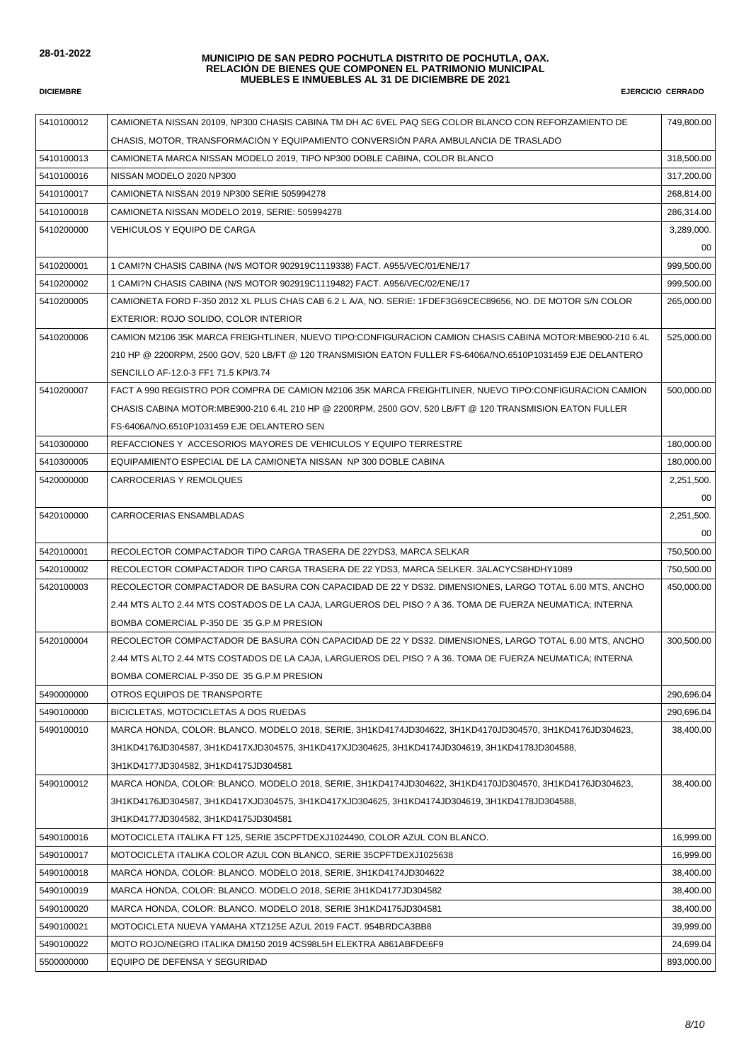28-01-2022

**MUNICIPIO DE SAN PEDRO POCHUTLA DISTRITO DE POCHUTLA, OAX.**
**RELACIÓN DE BIENES QUE COMPONEN EL PATRIMONIO MUNICIPAL**
**MUEBLES E INMUEBLES AL 31 DE DICIEMBRE DE 2021**

**DICIEMBRE** **EJERCICIO CERRADO**

| | | |
|---|---|---|
| 5410100012 | CAMIONETA NISSAN 20109, NP300 CHASIS CABINA TM DH AC 6VEL PAQ SEG COLOR BLANCO CON REFORZAMIENTO DE CHASIS, MOTOR, TRANSFORMACIÓN Y EQUIPAMIENTO CONVERSIÓN PARA AMBULANCIA DE TRASLADO | 749,800.00 |
| 5410100013 | CAMIONETA MARCA NISSAN MODELO 2019, TIPO NP300 DOBLE CABINA, COLOR BLANCO | 318,500.00 |
| 5410100016 | NISSAN MODELO 2020 NP300 | 317,200.00 |
| 5410100017 | CAMIONETA NISSAN 2019 NP300 SERIE 505994278 | 268,814.00 |
| 5410100018 | CAMIONETA NISSAN MODELO 2019, SERIE: 505994278 | 286,314.00 |
| 5410200000 | VEHICULOS Y EQUIPO DE CARGA | 3,289,000.00 |
| 5410200001 | 1 CAMI?N CHASIS CABINA (N/S MOTOR 902919C1119338) FACT. A955/VEC/01/ENE/17 | 999,500.00 |
| 5410200002 | 1 CAMI?N CHASIS CABINA (N/S MOTOR 902919C1119482) FACT. A956/VEC/02/ENE/17 | 999,500.00 |
| 5410200005 | CAMIONETA FORD F-350 2012 XL PLUS CHAS CAB 6.2 L A/A, NO. SERIE: 1FDEF3G69CEC89656, NO. DE MOTOR S/N COLOR EXTERIOR: ROJO SOLIDO, COLOR INTERIOR | 265,000.00 |
| 5410200006 | CAMION M2106 35K MARCA FREIGHTLINER, NUEVO TIPO:CONFIGURACION CAMION CHASIS CABINA MOTOR:MBE900-210 6.4L 210 HP @ 2200RPM, 2500 GOV, 520 LB/FT @ 120 TRANSMISION EATON FULLER FS-6406A/NO.6510P1031459 EJE DELANTERO SENCILLO AF-12.0-3 FF1 71.5 KPI/3.74 | 525,000.00 |
| 5410200007 | FACT A 990 REGISTRO POR COMPRA DE CAMION M2106 35K MARCA FREIGHTLINER, NUEVO TIPO:CONFIGURACION CAMION CHASIS CABINA MOTOR:MBE900-210 6.4L 210 HP @ 2200RPM, 2500 GOV, 520 LB/FT @ 120 TRANSMISION EATON FULLER FS-6406A/NO.6510P1031459 EJE DELANTERO SEN | 500,000.00 |
| 5410300000 | REFACCIONES Y ACCESORIOS MAYORES DE VEHICULOS Y EQUIPO TERRESTRE | 180,000.00 |
| 5410300005 | EQUIPAMIENTO ESPECIAL DE LA CAMIONETA NISSAN NP 300 DOBLE CABINA | 180,000.00 |
| 5420000000 | CARROCERIAS Y REMOLQUES | 2,251,500.00 |
| 5420100000 | CARROCERIAS ENSAMBLADAS | 2,251,500.00 |
| 5420100001 | RECOLECTOR COMPACTADOR TIPO CARGA TRASERA DE 22YDS3, MARCA SELKAR | 750,500.00 |
| 5420100002 | RECOLECTOR COMPACTADOR TIPO CARGA TRASERA DE 22 YDS3, MARCA SELKER. 3ALACYCS8HDHY1089 | 750,500.00 |
| 5420100003 | RECOLECTOR COMPACTADOR DE BASURA CON CAPACIDAD DE 22 Y DS32. DIMENSIONES, LARGO TOTAL 6.00 MTS, ANCHO 2.44 MTS ALTO 2.44 MTS COSTADOS DE LA CAJA, LARGUEROS DEL PISO ? A 36. TOMA DE FUERZA NEUMATICA; INTERNA BOMBA COMERCIAL P-350 DE 35 G.P.M PRESION | 450,000.00 |
| 5420100004 | RECOLECTOR COMPACTADOR DE BASURA CON CAPACIDAD DE 22 Y DS32. DIMENSIONES, LARGO TOTAL 6.00 MTS, ANCHO 2.44 MTS ALTO 2.44 MTS COSTADOS DE LA CAJA, LARGUEROS DEL PISO ? A 36. TOMA DE FUERZA NEUMATICA; INTERNA BOMBA COMERCIAL P-350 DE 35 G.P.M PRESION | 300,500.00 |
| 5490000000 | OTROS EQUIPOS DE TRANSPORTE | 290,696.04 |
| 5490100000 | BICICLETAS, MOTOCICLETAS A DOS RUEDAS | 290,696.04 |
| 5490100010 | MARCA HONDA, COLOR: BLANCO. MODELO 2018, SERIE, 3H1KD4174JD304622, 3H1KD4170JD304570, 3H1KD4176JD304623, 3H1KD4176JD304587, 3H1KD417XJD304575, 3H1KD417XJD304625, 3H1KD4174JD304619, 3H1KD4178JD304588, 3H1KD4177JD304582, 3H1KD4175JD304581 | 38,400.00 |
| 5490100012 | MARCA HONDA, COLOR: BLANCO. MODELO 2018, SERIE, 3H1KD4174JD304622, 3H1KD4170JD304570, 3H1KD4176JD304623, 3H1KD4176JD304587, 3H1KD417XJD304575, 3H1KD417XJD304625, 3H1KD4174JD304619, 3H1KD4178JD304588, 3H1KD4177JD304582, 3H1KD4175JD304581 | 38,400.00 |
| 5490100016 | MOTOCICLETA ITALIKA FT 125, SERIE 35CPFTDEXJ1024490, COLOR AZUL CON BLANCO. | 16,999.00 |
| 5490100017 | MOTOCICLETA ITALIKA COLOR AZUL CON BLANCO, SERIE 35CPFTDEXJ1025638 | 16,999.00 |
| 5490100018 | MARCA HONDA, COLOR: BLANCO. MODELO 2018, SERIE, 3H1KD4174JD304622 | 38,400.00 |
| 5490100019 | MARCA HONDA, COLOR: BLANCO. MODELO 2018, SERIE 3H1KD4177JD304582 | 38,400.00 |
| 5490100020 | MARCA HONDA, COLOR: BLANCO. MODELO 2018, SERIE 3H1KD4175JD304581 | 38,400.00 |
| 5490100021 | MOTOCICLETA NUEVA YAMAHA XTZ125E AZUL 2019 FACT. 954BRDCA3BB8 | 39,999.00 |
| 5490100022 | MOTO ROJO/NEGRO ITALIKA DM150 2019 4CS98L5H ELEKTRA A861ABFDE6F9 | 24,699.04 |
| 5500000000 | EQUIPO DE DEFENSA Y SEGURIDAD | 893,000.00 |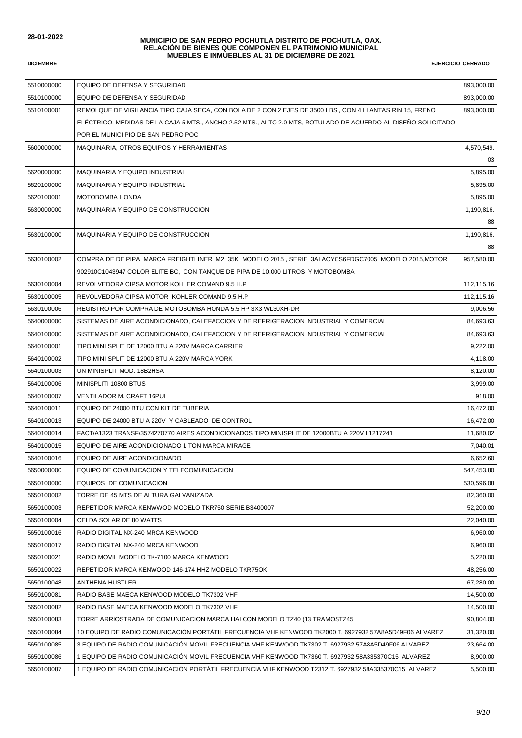**28-01-2022**

**MUNICIPIO DE SAN PEDRO POCHUTLA DISTRITO DE POCHUTLA, OAX.**
**RELACIÓN DE BIENES QUE COMPONEN EL PATRIMONIO MUNICIPAL**
**MUEBLES E INMUEBLES AL 31 DE DICIEMBRE DE 2021**

**DICIEMBRE** **EJERCICIO CERRADO**

| | | |
|---|---|---|
| 5510000000 | EQUIPO DE DEFENSA Y SEGURIDAD | 893,000.00 |
| 5510100000 | EQUIPO DE DEFENSA Y SEGURIDAD | 893,000.00 |
| 5510100001 | REMOLQUE DE VIGILANCIA TIPO CAJA SECA, CON BOLA DE 2 CON 2 EJES DE 3500 LBS., CON 4 LLANTAS RIN 15, FRENO ELÉCTRICO. MEDIDAS DE LA CAJA 5 MTS., ANCHO 2.52 MTS., ALTO 2.0 MTS, ROTULADO DE ACUERDO AL DISEÑO SOLICITADO POR EL MUNICI PIO DE SAN PEDRO POC | 893,000.00 |
| 5600000000 | MAQUINARIA, OTROS EQUIPOS Y HERRAMIENTAS | 4,570,549.03 |
| 5620000000 | MAQUINARIA Y EQUIPO INDUSTRIAL | 5,895.00 |
| 5620100000 | MAQUINARIA Y EQUIPO INDUSTRIAL | 5,895.00 |
| 5620100001 | MOTOBOMBA HONDA | 5,895.00 |
| 5630000000 | MAQUINARIA Y EQUIPO DE CONSTRUCCION | 1,190,816.88 |
| 5630100000 | MAQUINARIA Y EQUIPO DE CONSTRUCCION | 1,190,816.88 |
| 5630100002 | COMPRA DE DE PIPA MARCA FREIGHTLINER M2 35K MODELO 2015 , SERIE 3ALACYCS6FDGC7005 MODELO 2015,MOTOR 902910C1043947 COLOR ELITE BC, CON TANQUE DE PIPA DE 10,000 LITROS Y MOTOBOMBA | 957,580.00 |
| 5630100004 | REVOLVEDORA CIPSA MOTOR KOHLER COMAND 9.5 H.P | 112,115.16 |
| 5630100005 | REVOLVEDORA CIPSA MOTOR KOHLER COMAND 9.5 H.P | 112,115.16 |
| 5630100006 | REGISTRO POR COMPRA DE MOTOBOMBA HONDA 5.5 HP 3X3 WL30XH-DR | 9,006.56 |
| 5640000000 | SISTEMAS DE AIRE ACONDICIONADO, CALEFACCION Y DE REFRIGERACION INDUSTRIAL Y COMERCIAL | 84,693.63 |
| 5640100000 | SISTEMAS DE AIRE ACONDICIONADO, CALEFACCION Y DE REFRIGERACION INDUSTRIAL Y COMERCIAL | 84,693.63 |
| 5640100001 | TIPO MINI SPLIT DE 12000 BTU A 220V MARCA CARRIER | 9,222.00 |
| 5640100002 | TIPO MINI SPLIT DE 12000 BTU A 220V MARCA YORK | 4,118.00 |
| 5640100003 | UN MINISPLIT MOD. 18B2HSA | 8,120.00 |
| 5640100006 | MINISPLITI 10800 BTUS | 3,999.00 |
| 5640100007 | VENTILADOR M. CRAFT 16PUL | 918.00 |
| 5640100011 | EQUIPO DE 24000 BTU CON KIT DE TUBERIA | 16,472.00 |
| 5640100013 | EQUIPO DE 24000 BTU A 220V Y CABLEADO DE CONTROL | 16,472.00 |
| 5640100014 | FACT/A1323 TRANSF/3574270770 AIRES ACONDICIONADOS TIPO MINISPLIT DE 12000BTU A 220V L1217241 | 11,680.02 |
| 5640100015 | EQUIPO DE AIRE ACONDICIONADO 1 TON MARCA MIRAGE | 7,040.01 |
| 5640100016 | EQUIPO DE AIRE ACONDICIONADO | 6,652.60 |
| 5650000000 | EQUIPO DE COMUNICACION Y TELECOMUNICACION | 547,453.80 |
| 5650100000 | EQUIPOS DE COMUNICACION | 530,596.08 |
| 5650100002 | TORRE DE 45 MTS DE ALTURA GALVANIZADA | 82,360.00 |
| 5650100003 | REPETIDOR MARCA KENWWOD MODELO TKR750 SERIE B3400007 | 52,200.00 |
| 5650100004 | CELDA SOLAR DE 80 WATTS | 22,040.00 |
| 5650100016 | RADIO DIGITAL NX-240 MRCA KENWOOD | 6,960.00 |
| 5650100017 | RADIO DIGITAL NX-240 MRCA KENWOOD | 6,960.00 |
| 5650100021 | RADIO MOVIL MODELO TK-7100 MARCA KENWOOD | 5,220.00 |
| 5650100022 | REPETIDOR MARCA KENWOOD 146-174 HHZ MODELO TKR75OK | 48,256.00 |
| 5650100048 | ANTHENA HUSTLER | 67,280.00 |
| 5650100081 | RADIO BASE MAECA KENWOOD MODELO TK7302 VHF | 14,500.00 |
| 5650100082 | RADIO BASE MAECA KENWOOD MODELO TK7302 VHF | 14,500.00 |
| 5650100083 | TORRE ARRIOSTRADA DE COMUNICACION MARCA HALCON MODELO TZ40 (13 TRAMOSTZ45 | 90,804.00 |
| 5650100084 | 10 EQUIPO DE RADIO COMUNICACIÓN PORTÁTIL FRECUENCIA VHF KENWOOD TK2000 T. 6927932 57A8A5D49F06 ALVAREZ | 31,320.00 |
| 5650100085 | 3 EQUIPO DE RADIO COMUNICACIÓN MOVIL FRECUENCIA VHF KENWOOD TK7302 T. 6927932 57A8A5D49F06 ALVAREZ | 23,664.00 |
| 5650100086 | 1 EQUIPO DE RADIO COMUNICACIÓN MOVIL FRECUENCIA VHF KENWOOD TK7360 T. 6927932 58A335370C15 ALVAREZ | 8,900.00 |
| 5650100087 | 1 EQUIPO DE RADIO COMUNICACIÓN PORTÁTIL FRECUENCIA VHF KENWOOD T2312 T. 6927932 58A335370C15 ALVAREZ | 5,500.00 |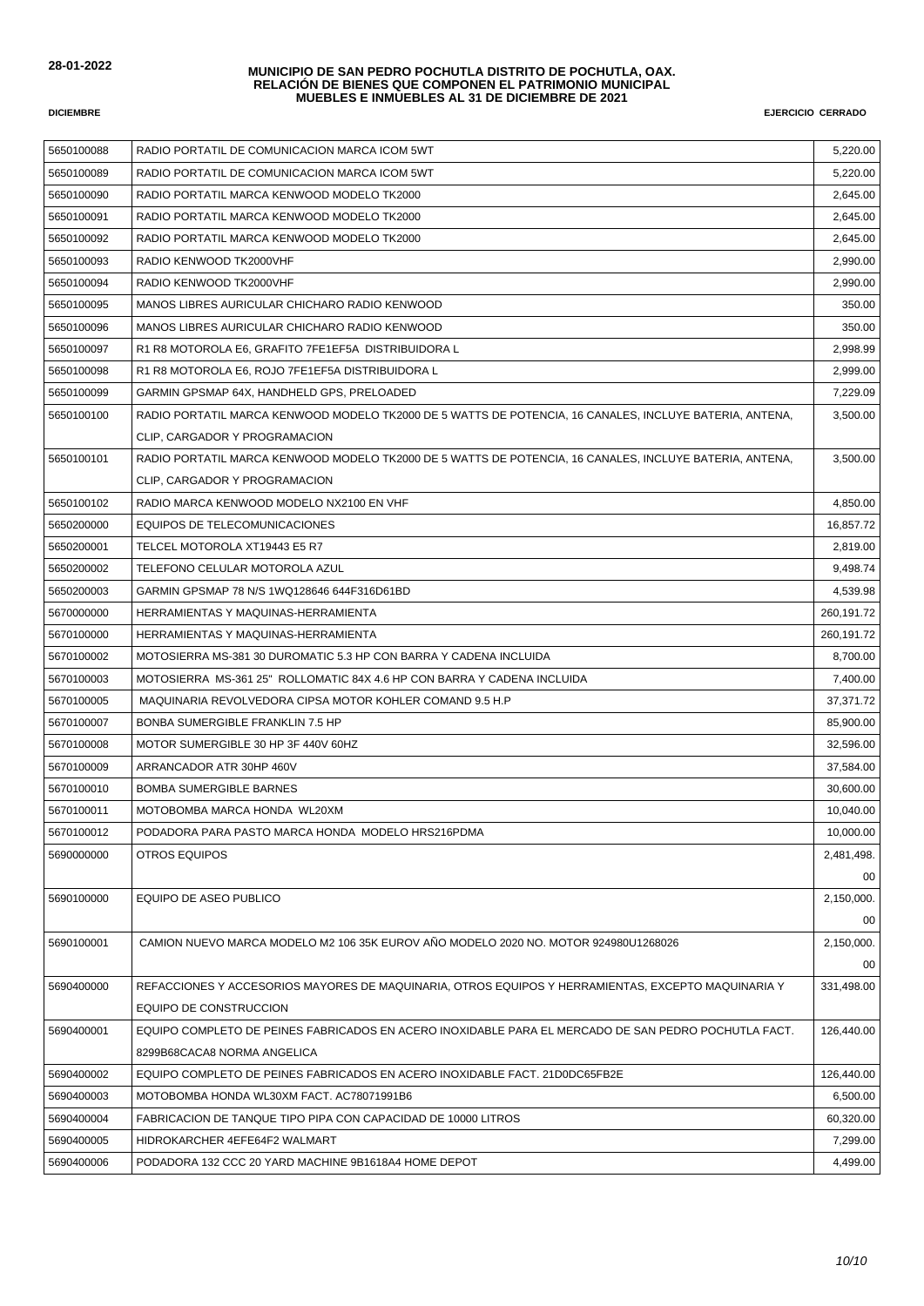28-01-2022

**MUNICIPIO DE SAN PEDRO POCHUTLA DISTRITO DE POCHUTLA, OAX.**
**RELACIÓN DE BIENES QUE COMPONEN EL PATRIMONIO MUNICIPAL**
**MUEBLES E INMUEBLES AL 31 DE DICIEMBRE DE 2021**

**DICIEMBRE** **EJERCICIO CERRADO**

| | | |
|---|---|---|
| 5650100088 | RADIO PORTATIL DE COMUNICACION MARCA ICOM 5WT | 5,220.00 |
| 5650100089 | RADIO PORTATIL DE COMUNICACION MARCA ICOM 5WT | 5,220.00 |
| 5650100090 | RADIO PORTATIL MARCA KENWOOD MODELO TK2000 | 2,645.00 |
| 5650100091 | RADIO PORTATIL MARCA KENWOOD MODELO TK2000 | 2,645.00 |
| 5650100092 | RADIO PORTATIL MARCA KENWOOD MODELO TK2000 | 2,645.00 |
| 5650100093 | RADIO KENWOOD TK2000VHF | 2,990.00 |
| 5650100094 | RADIO KENWOOD TK2000VHF | 2,990.00 |
| 5650100095 | MANOS LIBRES AURICULAR CHICHARO RADIO KENWOOD | 350.00 |
| 5650100096 | MANOS LIBRES AURICULAR CHICHARO RADIO KENWOOD | 350.00 |
| 5650100097 | R1 R8 MOTOROLA E6, GRAFITO 7FE1EF5A DISTRIBUIDORA L | 2,998.99 |
| 5650100098 | R1 R8 MOTOROLA E6, ROJO 7FE1EF5A DISTRIBUIDORA L | 2,999.00 |
| 5650100099 | GARMIN GPSMAP 64X, HANDHELD GPS, PRELOADED | 7,229.09 |
| 5650100100 | RADIO PORTATIL MARCA KENWOOD MODELO TK2000 DE 5 WATTS DE POTENCIA, 16 CANALES, INCLUYE BATERIA, ANTENA, CLIP, CARGADOR Y PROGRAMACION | 3,500.00 |
| 5650100101 | RADIO PORTATIL MARCA KENWOOD MODELO TK2000 DE 5 WATTS DE POTENCIA, 16 CANALES, INCLUYE BATERIA, ANTENA, CLIP, CARGADOR Y PROGRAMACION | 3,500.00 |
| 5650100102 | RADIO MARCA KENWOOD MODELO NX2100 EN VHF | 4,850.00 |
| 5650200000 | EQUIPOS DE TELECOMUNICACIONES | 16,857.72 |
| 5650200001 | TELCEL MOTOROLA XT19443 E5 R7 | 2,819.00 |
| 5650200002 | TELEFONO CELULAR MOTOROLA AZUL | 9,498.74 |
| 5650200003 | GARMIN GPSMAP 78 N/S 1WQ128646 644F316D61BD | 4,539.98 |
| 5670000000 | HERRAMIENTAS Y MAQUINAS-HERRAMIENTA | 260,191.72 |
| 5670100000 | HERRAMIENTAS Y MAQUINAS-HERRAMIENTA | 260,191.72 |
| 5670100002 | MOTOSIERRA MS-381 30 DUROMATIC 5.3 HP CON BARRA Y CADENA INCLUIDA | 8,700.00 |
| 5670100003 | MOTOSIERRA MS-361 25" ROLLOMATIC 84X 4.6 HP CON BARRA Y CADENA INCLUIDA | 7,400.00 |
| 5670100005 | MAQUINARIA REVOLVEDORA CIPSA MOTOR KOHLER COMAND 9.5 H.P | 37,371.72 |
| 5670100007 | BONBA SUMERGIBLE FRANKLIN 7.5 HP | 85,900.00 |
| 5670100008 | MOTOR SUMERGIBLE 30 HP 3F 440V 60HZ | 32,596.00 |
| 5670100009 | ARRANCADOR ATR 30HP 460V | 37,584.00 |
| 5670100010 | BOMBA SUMERGIBLE BARNES | 30,600.00 |
| 5670100011 | MOTOBOMBA MARCA HONDA WL20XM | 10,040.00 |
| 5670100012 | PODADORA PARA PASTO MARCA HONDA MODELO HRS216PDMA | 10,000.00 |
| 5690000000 | OTROS EQUIPOS | 2,481,498.00 |
| 5690100000 | EQUIPO DE ASEO PUBLICO | 2,150,000.00 |
| 5690100001 | CAMION NUEVO MARCA MODELO M2 106 35K EUROV AÑO MODELO 2020 NO. MOTOR 924980U1268026 | 2,150,000.00 |
| 5690400000 | REFACCIONES Y ACCESORIOS MAYORES DE MAQUINARIA, OTROS EQUIPOS Y HERRAMIENTAS, EXCEPTO MAQUINARIA Y EQUIPO DE CONSTRUCCION | 331,498.00 |
| 5690400001 | EQUIPO COMPLETO DE PEINES FABRICADOS EN ACERO INOXIDABLE PARA EL MERCADO DE SAN PEDRO POCHUTLA FACT. 8299B68CACA8 NORMA ANGELICA | 126,440.00 |
| 5690400002 | EQUIPO COMPLETO DE PEINES FABRICADOS EN ACERO INOXIDABLE FACT. 21D0DC65FB2E | 126,440.00 |
| 5690400003 | MOTOBOMBA HONDA WL30XM FACT. AC78071991B6 | 6,500.00 |
| 5690400004 | FABRICACION DE TANQUE TIPO PIPA CON CAPACIDAD DE 10000 LITROS | 60,320.00 |
| 5690400005 | HIDROKARCHER 4EFE64F2 WALMART | 7,299.00 |
| 5690400006 | PODADORA 132 CCC 20 YARD MACHINE 9B1618A4 HOME DEPOT | 4,499.00 |